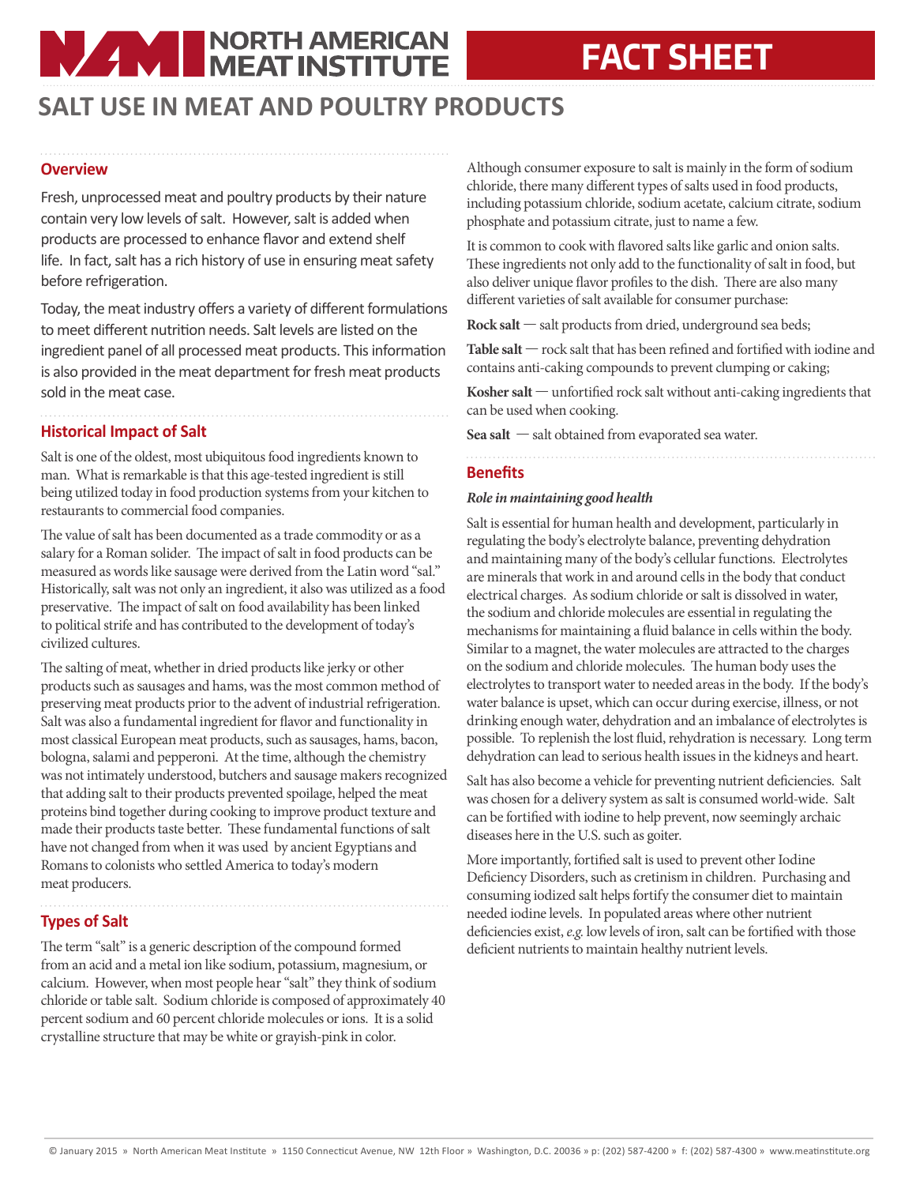# NORTH AMERICAN MEAT INSTITUTE — FACT SHEET

## SALT USE IN MEAT AND POULTRY PRODUCTS

### Overview

Fresh, unprocessed meat and poultry products by their nature contain very low levels of salt. However, salt is added when products are processed to enhance flavor and extend shelf life. In fact, salt has a rich history of use in ensuring meat safety before refrigeration.

Today, the meat industry offers a variety of different formulations to meet different nutrition needs. Salt levels are listed on the ingredient panel of all processed meat products. This information is also provided in the meat department for fresh meat products sold in the meat case.

### Historical Impact of Salt

Salt is one of the oldest, most ubiquitous food ingredients known to man. What is remarkable is that this age-tested ingredient is still being utilized today in food production systems from your kitchen to restaurants to commercial food companies.

The value of salt has been documented as a trade commodity or as a salary for a Roman solider. The impact of salt in food products can be measured as words like sausage were derived from the Latin word "sal." Historically, salt was not only an ingredient, it also was utilized as a food preservative. The impact of salt on food availability has been linked to political strife and has contributed to the development of today's civilized cultures.

The salting of meat, whether in dried products like jerky or other products such as sausages and hams, was the most common method of preserving meat products prior to the advent of industrial refrigeration. Salt was also a fundamental ingredient for flavor and functionality in most classical European meat products, such as sausages, hams, bacon, bologna, salami and pepperoni. At the time, although the chemistry was not intimately understood, butchers and sausage makers recognized that adding salt to their products prevented spoilage, helped the meat proteins bind together during cooking to improve product texture and made their products taste better. These fundamental functions of salt have not changed from when it was used by ancient Egyptians and Romans to colonists who settled America to today's modern meat producers.

### Types of Salt

The term "salt" is a generic description of the compound formed from an acid and a metal ion like sodium, potassium, magnesium, or calcium. However, when most people hear "salt" they think of sodium chloride or table salt. Sodium chloride is composed of approximately 40 percent sodium and 60 percent chloride molecules or ions. It is a solid crystalline structure that may be white or grayish-pink in color.

Although consumer exposure to salt is mainly in the form of sodium chloride, there many different types of salts used in food products, including potassium chloride, sodium acetate, calcium citrate, sodium phosphate and potassium citrate, just to name a few.

It is common to cook with flavored salts like garlic and onion salts. These ingredients not only add to the functionality of salt in food, but also deliver unique flavor profiles to the dish. There are also many different varieties of salt available for consumer purchase:

**Rock salt** — salt products from dried, underground sea beds;

**Table salt** — rock salt that has been refined and fortified with iodine and contains anti-caking compounds to prevent clumping or caking;

**Kosher salt** — unfortified rock salt without anti-caking ingredients that can be used when cooking.

**Sea salt** — salt obtained from evaporated sea water.

### Benefits

***Role in maintaining good health***

Salt is essential for human health and development, particularly in regulating the body's electrolyte balance, preventing dehydration and maintaining many of the body's cellular functions. Electrolytes are minerals that work in and around cells in the body that conduct electrical charges. As sodium chloride or salt is dissolved in water, the sodium and chloride molecules are essential in regulating the mechanisms for maintaining a fluid balance in cells within the body. Similar to a magnet, the water molecules are attracted to the charges on the sodium and chloride molecules. The human body uses the electrolytes to transport water to needed areas in the body. If the body's water balance is upset, which can occur during exercise, illness, or not drinking enough water, dehydration and an imbalance of electrolytes is possible. To replenish the lost fluid, rehydration is necessary. Long term dehydration can lead to serious health issues in the kidneys and heart.

Salt has also become a vehicle for preventing nutrient deficiencies. Salt was chosen for a delivery system as salt is consumed world-wide. Salt can be fortified with iodine to help prevent, now seemingly archaic diseases here in the U.S. such as goiter.

More importantly, fortified salt is used to prevent other Iodine Deficiency Disorders, such as cretinism in children. Purchasing and consuming iodized salt helps fortify the consumer diet to maintain needed iodine levels. In populated areas where other nutrient deficiencies exist, *e.g.* low levels of iron, salt can be fortified with those deficient nutrients to maintain healthy nutrient levels.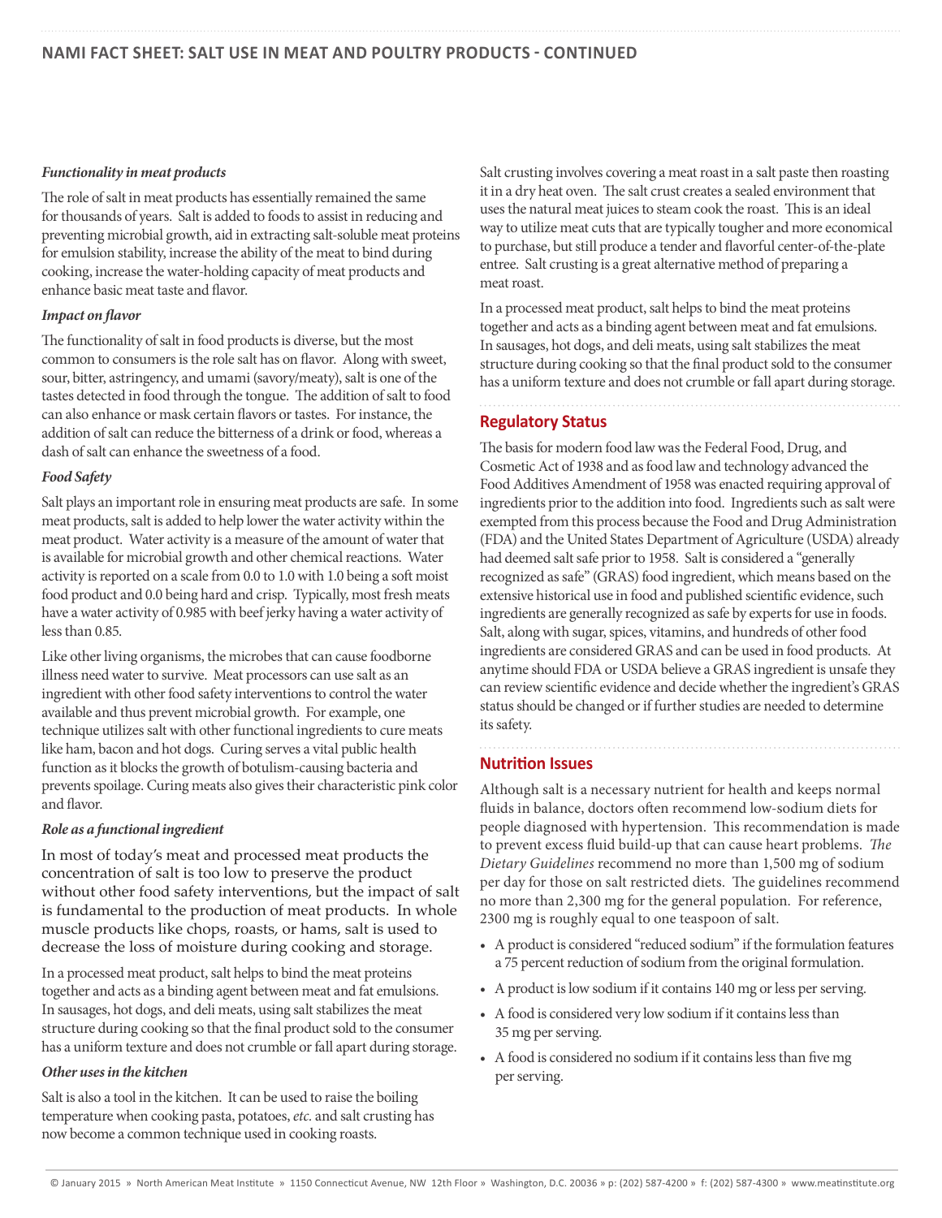### *Functionality in meat products*

The role of salt in meat products has essentially remained the same for thousands of years. Salt is added to foods to assist in reducing and preventing microbial growth, aid in extracting salt-soluble meat proteins for emulsion stability, increase the ability of the meat to bind during cooking, increase the water-holding capacity of meat products and enhance basic meat taste and flavor.

### *Impact on flavor*

The functionality of salt in food products is diverse, but the most common to consumers is the role salt has on flavor. Along with sweet, sour, bitter, astringency, and umami (savory/meaty), salt is one of the tastes detected in food through the tongue. The addition of salt to food can also enhance or mask certain flavors or tastes. For instance, the addition of salt can reduce the bitterness of a drink or food, whereas a dash of salt can enhance the sweetness of a food.

### *Food Safety*

Salt plays an important role in ensuring meat products are safe. In some meat products, salt is added to help lower the water activity within the meat product. Water activity is a measure of the amount of water that is available for microbial growth and other chemical reactions. Water activity is reported on a scale from 0.0 to 1.0 with 1.0 being a soft moist food product and 0.0 being hard and crisp. Typically, most fresh meats have a water activity of 0.985 with beef jerky having a water activity of less than 0.85.

Like other living organisms, the microbes that can cause foodborne illness need water to survive. Meat processors can use salt as an ingredient with other food safety interventions to control the water available and thus prevent microbial growth. For example, one technique utilizes salt with other functional ingredients to cure meats like ham, bacon and hot dogs. Curing serves a vital public health function as it blocks the growth of botulism-causing bacteria and prevents spoilage. Curing meats also gives their characteristic pink color and flavor.

### *Role as a functional ingredient*

In most of today's meat and processed meat products the concentration of salt is too low to preserve the product without other food safety interventions, but the impact of salt is fundamental to the production of meat products. In whole muscle products like chops, roasts, or hams, salt is used to decrease the loss of moisture during cooking and storage.

In a processed meat product, salt helps to bind the meat proteins together and acts as a binding agent between meat and fat emulsions. In sausages, hot dogs, and deli meats, using salt stabilizes the meat structure during cooking so that the final product sold to the consumer has a uniform texture and does not crumble or fall apart during storage.

### *Other uses in the kitchen*

Salt is also a tool in the kitchen. It can be used to raise the boiling temperature when cooking pasta, potatoes, *etc.* and salt crusting has now become a common technique used in cooking roasts.

Salt crusting involves covering a meat roast in a salt paste then roasting it in a dry heat oven. The salt crust creates a sealed environment that uses the natural meat juices to steam cook the roast. This is an ideal way to utilize meat cuts that are typically tougher and more economical to purchase, but still produce a tender and flavorful center-of-the-plate entree. Salt crusting is a great alternative method of preparing a meat roast.

In a processed meat product, salt helps to bind the meat proteins together and acts as a binding agent between meat and fat emulsions. In sausages, hot dogs, and deli meats, using salt stabilizes the meat structure during cooking so that the final product sold to the consumer has a uniform texture and does not crumble or fall apart during storage.

## Regulatory Status

The basis for modern food law was the Federal Food, Drug, and Cosmetic Act of 1938 and as food law and technology advanced the Food Additives Amendment of 1958 was enacted requiring approval of ingredients prior to the addition into food. Ingredients such as salt were exempted from this process because the Food and Drug Administration (FDA) and the United States Department of Agriculture (USDA) already had deemed salt safe prior to 1958. Salt is considered a "generally recognized as safe" (GRAS) food ingredient, which means based on the extensive historical use in food and published scientific evidence, such ingredients are generally recognized as safe by experts for use in foods. Salt, along with sugar, spices, vitamins, and hundreds of other food ingredients are considered GRAS and can be used in food products. At anytime should FDA or USDA believe a GRAS ingredient is unsafe they can review scientific evidence and decide whether the ingredient's GRAS status should be changed or if further studies are needed to determine its safety.

## Nutrition Issues

Although salt is a necessary nutrient for health and keeps normal fluids in balance, doctors often recommend low-sodium diets for people diagnosed with hypertension. This recommendation is made to prevent excess fluid build-up that can cause heart problems. *The Dietary Guidelines* recommend no more than 1,500 mg of sodium per day for those on salt restricted diets. The guidelines recommend no more than 2,300 mg for the general population. For reference, 2300 mg is roughly equal to one teaspoon of salt.

- A product is considered "reduced sodium" if the formulation features a 75 percent reduction of sodium from the original formulation.
- A product is low sodium if it contains 140 mg or less per serving.
- A food is considered very low sodium if it contains less than 35 mg per serving.
- A food is considered no sodium if it contains less than five mg per serving.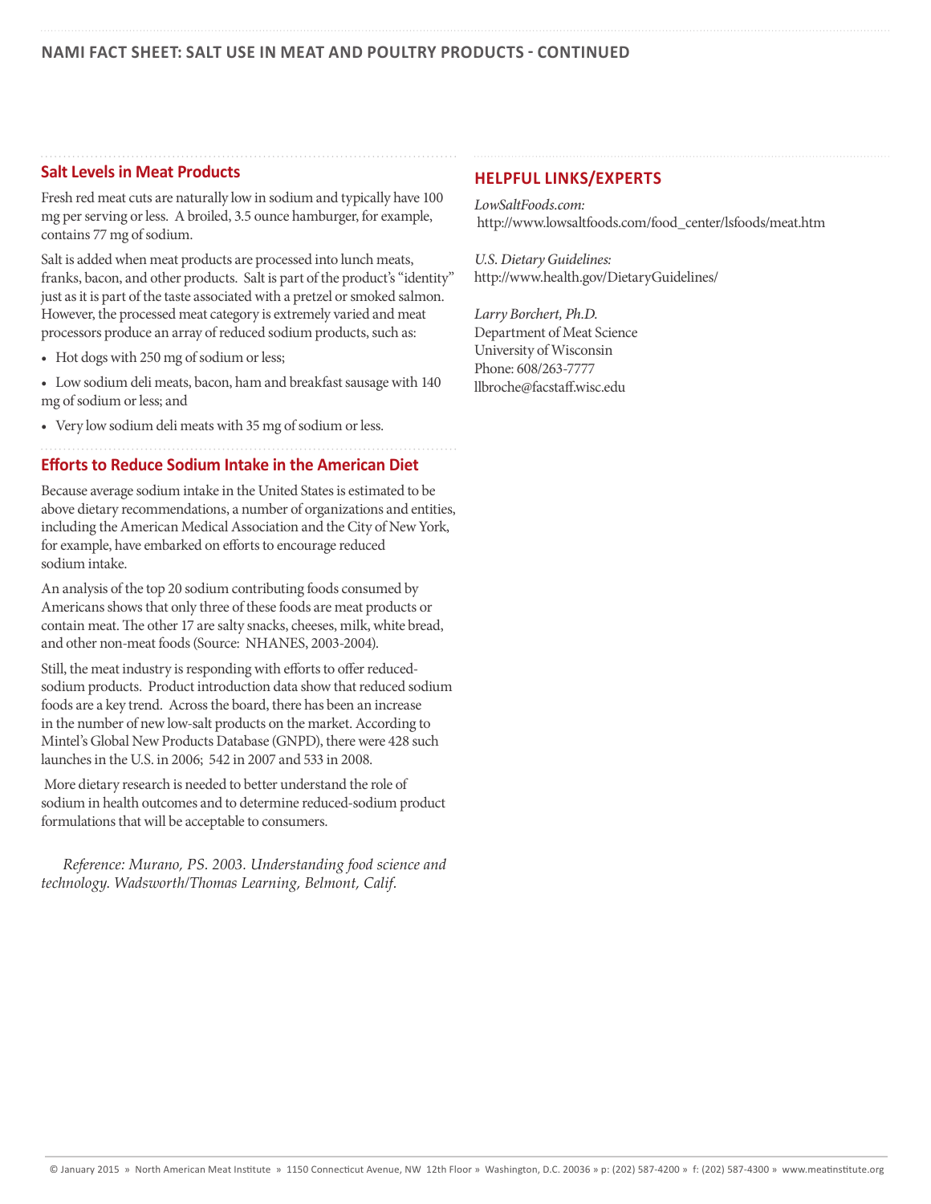## Salt Levels in Meat Products

Fresh red meat cuts are naturally low in sodium and typically have 100 mg per serving or less. A broiled, 3.5 ounce hamburger, for example, contains 77 mg of sodium.

Salt is added when meat products are processed into lunch meats, franks, bacon, and other products. Salt is part of the product's "identity" just as it is part of the taste associated with a pretzel or smoked salmon. However, the processed meat category is extremely varied and meat processors produce an array of reduced sodium products, such as:

- Hot dogs with 250 mg of sodium or less;
- Low sodium deli meats, bacon, ham and breakfast sausage with 140 mg of sodium or less; and
- Very low sodium deli meats with 35 mg of sodium or less.

## Efforts to Reduce Sodium Intake in the American Diet

Because average sodium intake in the United States is estimated to be above dietary recommendations, a number of organizations and entities, including the American Medical Association and the City of New York, for example, have embarked on efforts to encourage reduced sodium intake.

An analysis of the top 20 sodium contributing foods consumed by Americans shows that only three of these foods are meat products or contain meat. The other 17 are salty snacks, cheeses, milk, white bread, and other non-meat foods (Source: NHANES, 2003-2004).

Still, the meat industry is responding with efforts to offer reduced-sodium products. Product introduction data show that reduced sodium foods are a key trend. Across the board, there has been an increase in the number of new low-salt products on the market. According to Mintel's Global New Products Database (GNPD), there were 428 such launches in the U.S. in 2006; 542 in 2007 and 533 in 2008.

More dietary research is needed to better understand the role of sodium in health outcomes and to determine reduced-sodium product formulations that will be acceptable to consumers.

*Reference: Murano, PS. 2003. Understanding food science and technology. Wadsworth/Thomas Learning, Belmont, Calif.*

## HELPFUL LINKS/EXPERTS

*LowSaltFoods.com:*
http://www.lowsaltfoods.com/food_center/lsfoods/meat.htm

*U.S. Dietary Guidelines:*
http://www.health.gov/DietaryGuidelines/

*Larry Borchert, Ph.D.*
Department of Meat Science
University of Wisconsin
Phone: 608/263-7777
llbroche@facstaff.wisc.edu